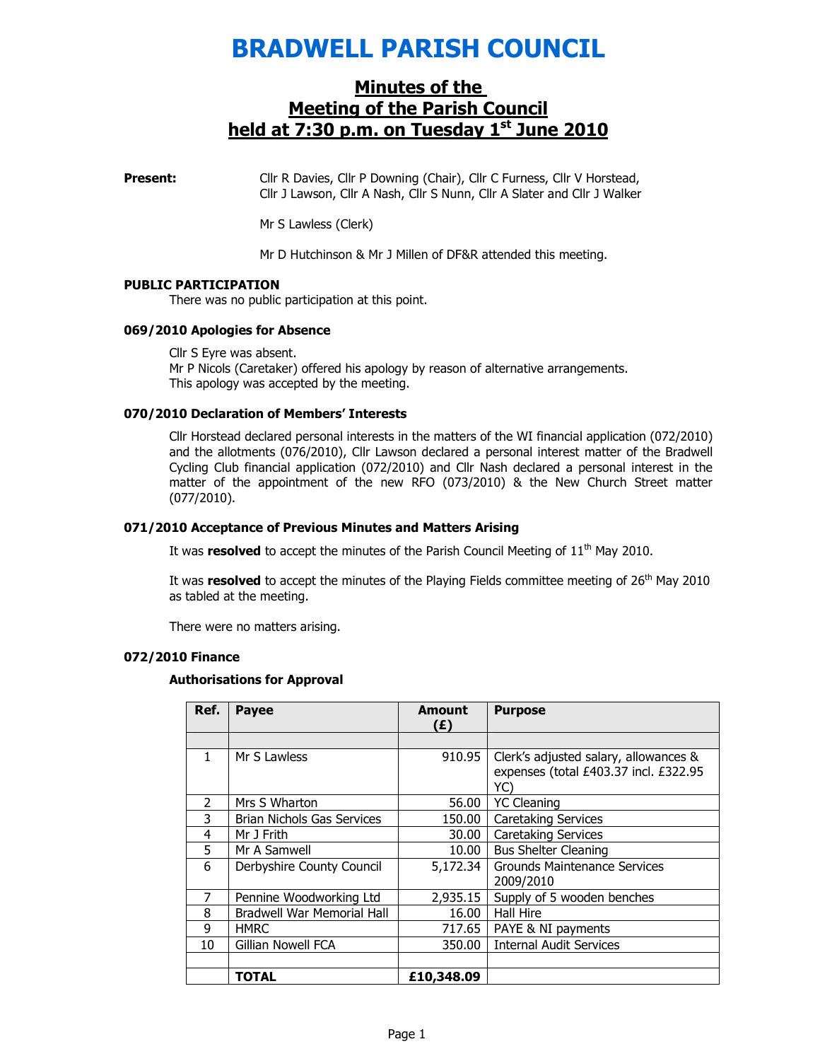# BRADWELL PARISH COUNCIL

## Minutes of the Meeting of the Parish Council held at 7:30 p.m. on Tuesday 1st June 2010

**Present:** Cllr R Davies, Cllr P Downing (Chair), Cllr C Furness, Cllr V Horstead, Cllr J Lawson, Cllr A Nash, Cllr S Nunn, Cllr A Slater and Cllr J Walker

Mr S Lawless (Clerk)

Mr D Hutchinson & Mr J Millen of DF&R attended this meeting.

#### PUBLIC PARTICIPATION

There was no public participation at this point.

#### 069/2010 Apologies for Absence

Cllr S Eyre was absent.
Mr P Nicols (Caretaker) offered his apology by reason of alternative arrangements.
This apology was accepted by the meeting.

#### 070/2010 Declaration of Members' Interests

Cllr Horstead declared personal interests in the matters of the WI financial application (072/2010) and the allotments (076/2010), Cllr Lawson declared a personal interest matter of the Bradwell Cycling Club financial application (072/2010) and Cllr Nash declared a personal interest in the matter of the appointment of the new RFO (073/2010) & the New Church Street matter (077/2010).

#### 071/2010 Acceptance of Previous Minutes and Matters Arising

It was **resolved** to accept the minutes of the Parish Council Meeting of 11th May 2010.

It was **resolved** to accept the minutes of the Playing Fields committee meeting of 26th May 2010 as tabled at the meeting.

There were no matters arising.

#### 072/2010 Finance

**Authorisations for Approval**

| Ref. | Payee | Amount (£) | Purpose |
|---|---|---|---|
| | | | |
| 1 | Mr S Lawless | 910.95 | Clerk's adjusted salary, allowances & expenses (total £403.37 incl. £322.95 YC) |
| 2 | Mrs S Wharton | 56.00 | YC Cleaning |
| 3 | Brian Nichols Gas Services | 150.00 | Caretaking Services |
| 4 | Mr J Frith | 30.00 | Caretaking Services |
| 5 | Mr A Samwell | 10.00 | Bus Shelter Cleaning |
| 6 | Derbyshire County Council | 5,172.34 | Grounds Maintenance Services 2009/2010 |
| 7 | Pennine Woodworking Ltd | 2,935.15 | Supply of 5 wooden benches |
| 8 | Bradwell War Memorial Hall | 16.00 | Hall Hire |
| 9 | HMRC | 717.65 | PAYE & NI payments |
| 10 | Gillian Nowell FCA | 350.00 | Internal Audit Services |
| | | | |
| | **TOTAL** | **£10,348.09** | |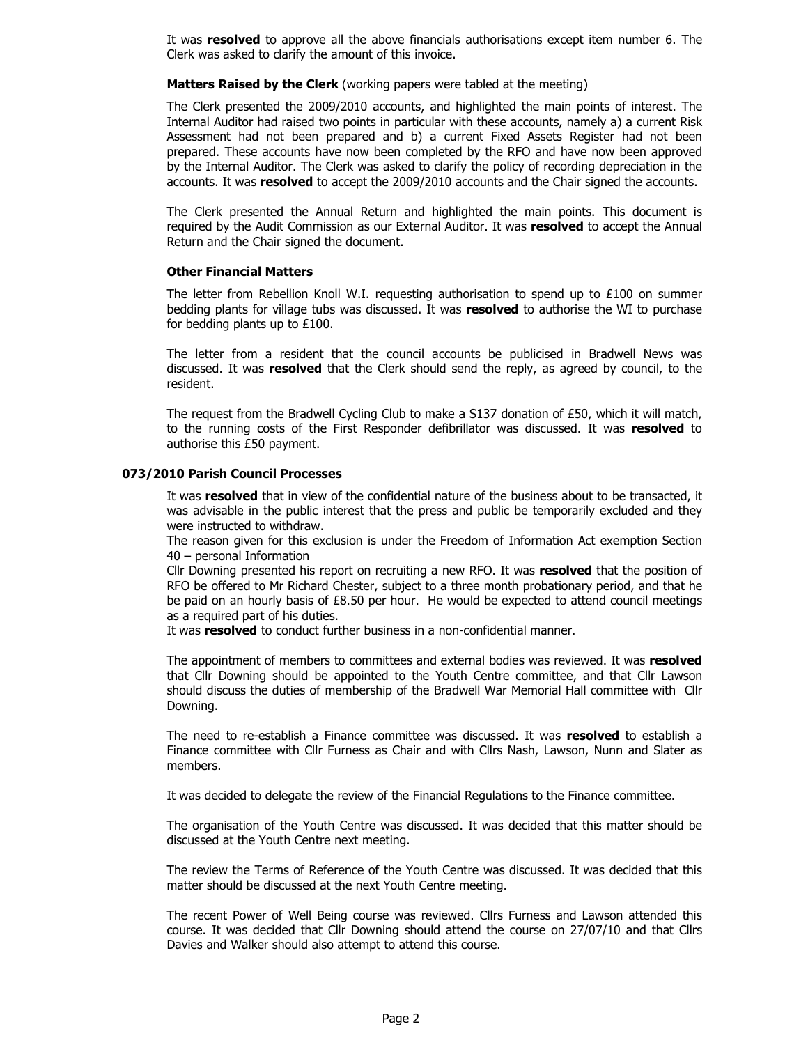It was **resolved** to approve all the above financials authorisations except item number 6. The Clerk was asked to clarify the amount of this invoice.

**Matters Raised by the Clerk** (working papers were tabled at the meeting)

The Clerk presented the 2009/2010 accounts, and highlighted the main points of interest. The Internal Auditor had raised two points in particular with these accounts, namely a) a current Risk Assessment had not been prepared and b) a current Fixed Assets Register had not been prepared. These accounts have now been completed by the RFO and have now been approved by the Internal Auditor. The Clerk was asked to clarify the policy of recording depreciation in the accounts. It was **resolved** to accept the 2009/2010 accounts and the Chair signed the accounts.

The Clerk presented the Annual Return and highlighted the main points. This document is required by the Audit Commission as our External Auditor. It was **resolved** to accept the Annual Return and the Chair signed the document.

**Other Financial Matters**

The letter from Rebellion Knoll W.I. requesting authorisation to spend up to £100 on summer bedding plants for village tubs was discussed. It was **resolved** to authorise the WI to purchase for bedding plants up to £100.

The letter from a resident that the council accounts be publicised in Bradwell News was discussed. It was **resolved** that the Clerk should send the reply, as agreed by council, to the resident.

The request from the Bradwell Cycling Club to make a S137 donation of £50, which it will match, to the running costs of the First Responder defibrillator was discussed. It was **resolved** to authorise this £50 payment.

**073/2010 Parish Council Processes**

It was **resolved** that in view of the confidential nature of the business about to be transacted, it was advisable in the public interest that the press and public be temporarily excluded and they were instructed to withdraw.

The reason given for this exclusion is under the Freedom of Information Act exemption Section 40 – personal Information

Cllr Downing presented his report on recruiting a new RFO. It was **resolved** that the position of RFO be offered to Mr Richard Chester, subject to a three month probationary period, and that he be paid on an hourly basis of £8.50 per hour. He would be expected to attend council meetings as a required part of his duties.

It was **resolved** to conduct further business in a non-confidential manner.

The appointment of members to committees and external bodies was reviewed. It was **resolved** that Cllr Downing should be appointed to the Youth Centre committee, and that Cllr Lawson should discuss the duties of membership of the Bradwell War Memorial Hall committee with Cllr Downing.

The need to re-establish a Finance committee was discussed. It was **resolved** to establish a Finance committee with Cllr Furness as Chair and with Cllrs Nash, Lawson, Nunn and Slater as members.

It was decided to delegate the review of the Financial Regulations to the Finance committee.

The organisation of the Youth Centre was discussed. It was decided that this matter should be discussed at the Youth Centre next meeting.

The review the Terms of Reference of the Youth Centre was discussed. It was decided that this matter should be discussed at the next Youth Centre meeting.

The recent Power of Well Being course was reviewed. Cllrs Furness and Lawson attended this course. It was decided that Cllr Downing should attend the course on 27/07/10 and that Cllrs Davies and Walker should also attempt to attend this course.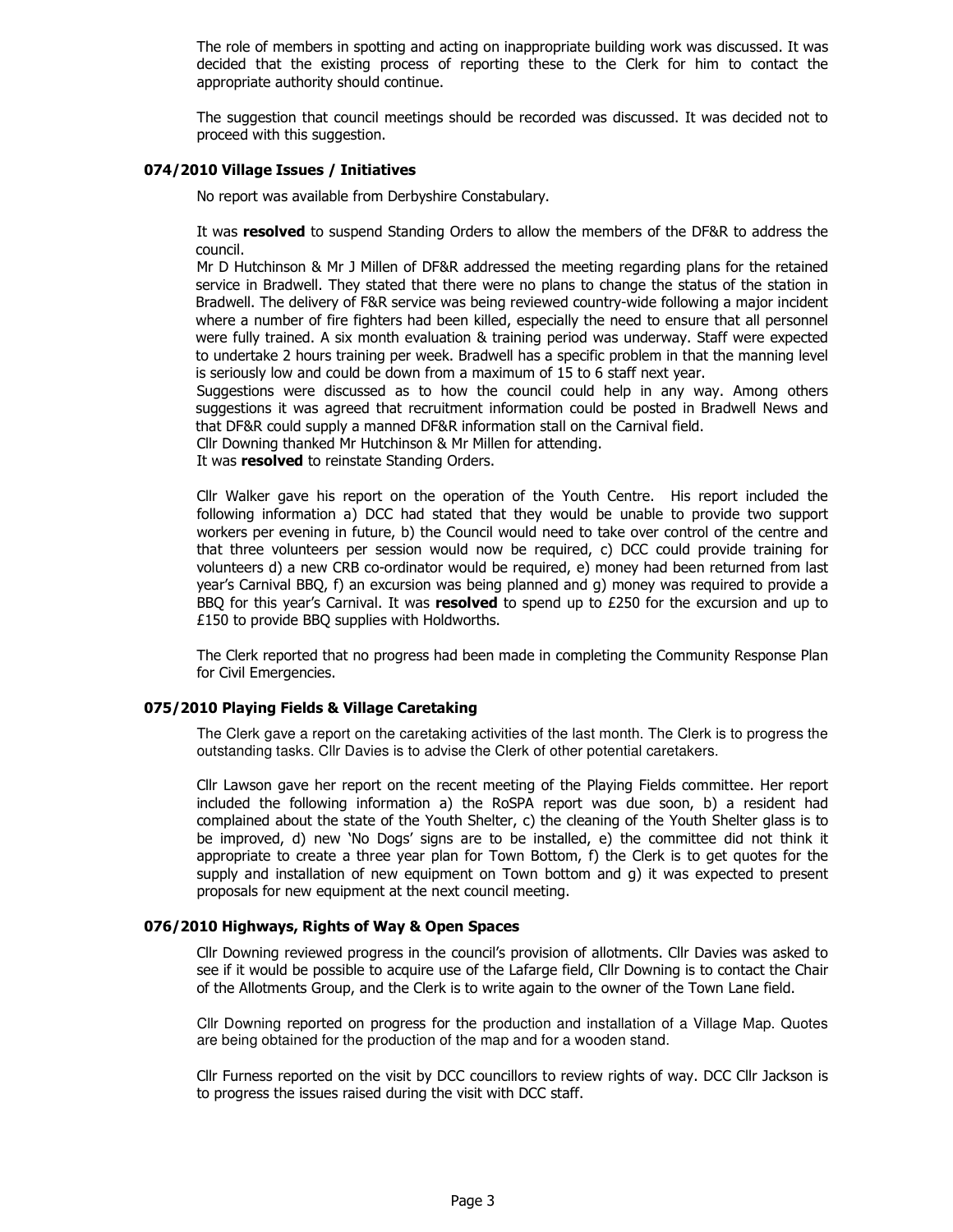The role of members in spotting and acting on inappropriate building work was discussed. It was decided that the existing process of reporting these to the Clerk for him to contact the appropriate authority should continue.

The suggestion that council meetings should be recorded was discussed. It was decided not to proceed with this suggestion.

### 074/2010 Village Issues / Initiatives

No report was available from Derbyshire Constabulary.

It was **resolved** to suspend Standing Orders to allow the members of the DF&R to address the council.

Mr D Hutchinson & Mr J Millen of DF&R addressed the meeting regarding plans for the retained service in Bradwell. They stated that there were no plans to change the status of the station in Bradwell. The delivery of F&R service was being reviewed country-wide following a major incident where a number of fire fighters had been killed, especially the need to ensure that all personnel were fully trained. A six month evaluation & training period was underway. Staff were expected to undertake 2 hours training per week. Bradwell has a specific problem in that the manning level is seriously low and could be down from a maximum of 15 to 6 staff next year.

Suggestions were discussed as to how the council could help in any way. Among others suggestions it was agreed that recruitment information could be posted in Bradwell News and that DF&R could supply a manned DF&R information stall on the Carnival field.

Cllr Downing thanked Mr Hutchinson & Mr Millen for attending.

It was **resolved** to reinstate Standing Orders.

Cllr Walker gave his report on the operation of the Youth Centre. His report included the following information a) DCC had stated that they would be unable to provide two support workers per evening in future, b) the Council would need to take over control of the centre and that three volunteers per session would now be required, c) DCC could provide training for volunteers d) a new CRB co-ordinator would be required, e) money had been returned from last year's Carnival BBQ, f) an excursion was being planned and g) money was required to provide a BBQ for this year's Carnival. It was **resolved** to spend up to £250 for the excursion and up to £150 to provide BBQ supplies with Holdworths.

The Clerk reported that no progress had been made in completing the Community Response Plan for Civil Emergencies.

### 075/2010 Playing Fields & Village Caretaking

The Clerk gave a report on the caretaking activities of the last month. The Clerk is to progress the outstanding tasks. Cllr Davies is to advise the Clerk of other potential caretakers.

Cllr Lawson gave her report on the recent meeting of the Playing Fields committee. Her report included the following information a) the RoSPA report was due soon, b) a resident had complained about the state of the Youth Shelter, c) the cleaning of the Youth Shelter glass is to be improved, d) new 'No Dogs' signs are to be installed, e) the committee did not think it appropriate to create a three year plan for Town Bottom, f) the Clerk is to get quotes for the supply and installation of new equipment on Town bottom and g) it was expected to present proposals for new equipment at the next council meeting.

### 076/2010 Highways, Rights of Way & Open Spaces

Cllr Downing reviewed progress in the council's provision of allotments. Cllr Davies was asked to see if it would be possible to acquire use of the Lafarge field, Cllr Downing is to contact the Chair of the Allotments Group, and the Clerk is to write again to the owner of the Town Lane field.

Cllr Downing reported on progress for the production and installation of a Village Map. Quotes are being obtained for the production of the map and for a wooden stand.

Cllr Furness reported on the visit by DCC councillors to review rights of way. DCC Cllr Jackson is to progress the issues raised during the visit with DCC staff.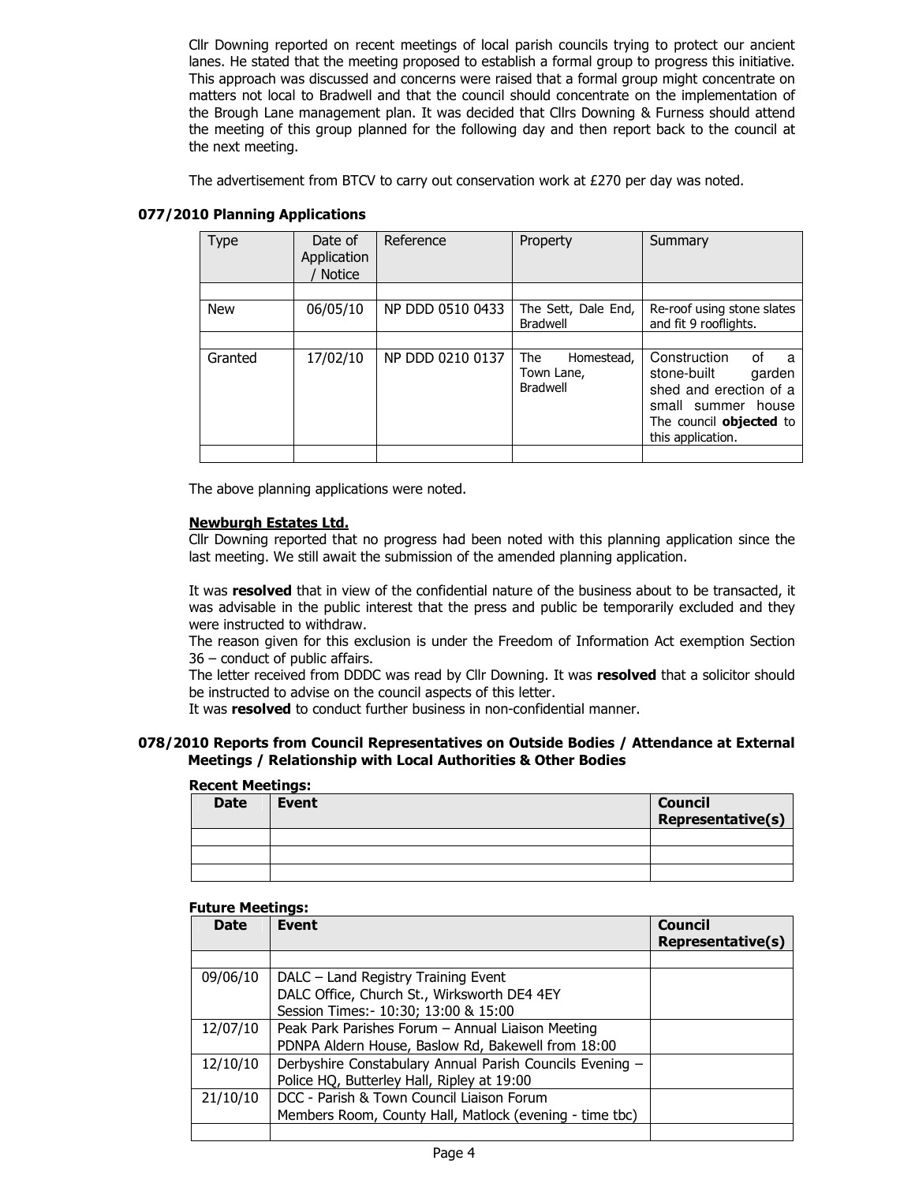Cllr Downing reported on recent meetings of local parish councils trying to protect our ancient lanes. He stated that the meeting proposed to establish a formal group to progress this initiative. This approach was discussed and concerns were raised that a formal group might concentrate on matters not local to Bradwell and that the council should concentrate on the implementation of the Brough Lane management plan. It was decided that Cllrs Downing & Furness should attend the meeting of this group planned for the following day and then report back to the council at the next meeting.

The advertisement from BTCV to carry out conservation work at £270 per day was noted.

### 077/2010 Planning Applications

| Type | Date of Application / Notice | Reference | Property | Summary |
|---|---|---|---|---|
| | | | | |
| New | 06/05/10 | NP DDD 0510 0433 | The Sett, Dale End, Bradwell | Re-roof using stone slates and fit 9 rooflights. |
| | | | | |
| Granted | 17/02/10 | NP DDD 0210 0137 | The Homestead, Town Lane, Bradwell | Construction of a stone-built garden shed and erection of a small summer house The council **objected** to this application. |
| | | | | |

The above planning applications were noted.

**Newburgh Estates Ltd.**

Cllr Downing reported that no progress had been noted with this planning application since the last meeting. We still await the submission of the amended planning application.

It was **resolved** that in view of the confidential nature of the business about to be transacted, it was advisable in the public interest that the press and public be temporarily excluded and they were instructed to withdraw.

The reason given for this exclusion is under the Freedom of Information Act exemption Section 36 – conduct of public affairs.

The letter received from DDDC was read by Cllr Downing. It was **resolved** that a solicitor should be instructed to advise on the council aspects of this letter.

It was **resolved** to conduct further business in non-confidential manner.

### 078/2010 Reports from Council Representatives on Outside Bodies / Attendance at External Meetings / Relationship with Local Authorities & Other Bodies

**Recent Meetings:**

| Date | Event | Council Representative(s) |
|---|---|---|
| | | |
| | | |
| | | |

**Future Meetings:**

| Date | Event | Council Representative(s) |
|---|---|---|
| | | |
| 09/06/10 | DALC – Land Registry Training Event<br>DALC Office, Church St., Wirksworth DE4 4EY<br>Session Times:- 10:30; 13:00 & 15:00 | |
| 12/07/10 | Peak Park Parishes Forum – Annual Liaison Meeting<br>PDNPA Aldern House, Baslow Rd, Bakewell from 18:00 | |
| 12/10/10 | Derbyshire Constabulary Annual Parish Councils Evening – Police HQ, Butterley Hall, Ripley at 19:00 | |
| 21/10/10 | DCC - Parish & Town Council Liaison Forum<br>Members Room, County Hall, Matlock (evening - time tbc) | |
| | | |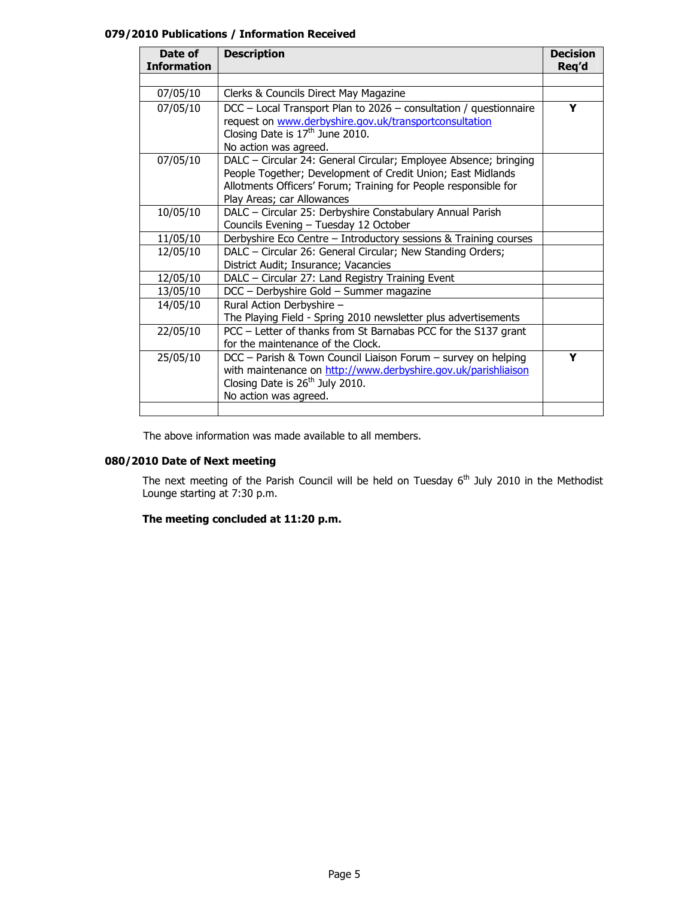### 079/2010 Publications / Information Received

| Date of Information | Description | Decision Req'd |
|---|---|---|
| | | |
| 07/05/10 | Clerks & Councils Direct May Magazine | |
| 07/05/10 | DCC – Local Transport Plan to 2026 – consultation / questionnaire request on www.derbyshire.gov.uk/transportconsultation<br>Closing Date is 17th June 2010.<br>No action was agreed. | Y |
| 07/05/10 | DALC – Circular 24: General Circular; Employee Absence; bringing People Together; Development of Credit Union; East Midlands Allotments Officers' Forum; Training for People responsible for Play Areas; car Allowances | |
| 10/05/10 | DALC – Circular 25: Derbyshire Constabulary Annual Parish Councils Evening – Tuesday 12 October | |
| 11/05/10 | Derbyshire Eco Centre – Introductory sessions & Training courses | |
| 12/05/10 | DALC – Circular 26: General Circular; New Standing Orders; District Audit; Insurance; Vacancies | |
| 12/05/10 | DALC – Circular 27: Land Registry Training Event | |
| 13/05/10 | DCC – Derbyshire Gold – Summer magazine | |
| 14/05/10 | Rural Action Derbyshire –<br>The Playing Field - Spring 2010 newsletter plus advertisements | |
| 22/05/10 | PCC – Letter of thanks from St Barnabas PCC for the S137 grant for the maintenance of the Clock. | |
| 25/05/10 | DCC – Parish & Town Council Liaison Forum – survey on helping with maintenance on http://www.derbyshire.gov.uk/parishliaison<br>Closing Date is 26th July 2010.<br>No action was agreed. | Y |
| | | |

The above information was made available to all members.

### 080/2010 Date of Next meeting

The next meeting of the Parish Council will be held on Tuesday 6th July 2010 in the Methodist Lounge starting at 7:30 p.m.

**The meeting concluded at 11:20 p.m.**